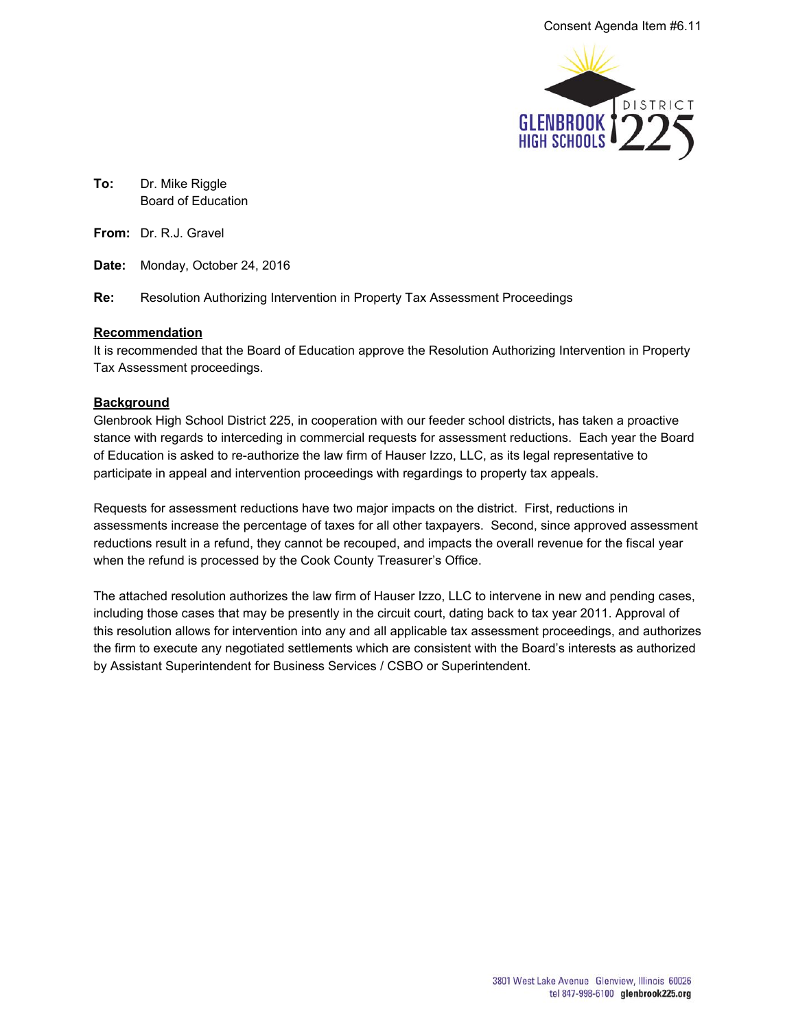Consent Agenda Item #6.11

GLENBROOK HIGH SCHOOLS DISTRICT 225

**To:** Dr. Mike Riggle
Board of Education

**From:** Dr. R.J. Gravel

**Date:** Monday, October 24, 2016

**Re:** Resolution Authorizing Intervention in Property Tax Assessment Proceedings

## Recommendation

It is recommended that the Board of Education approve the Resolution Authorizing Intervention in Property Tax Assessment proceedings.

## Background

Glenbrook High School District 225, in cooperation with our feeder school districts, has taken a proactive stance with regards to interceding in commercial requests for assessment reductions. Each year the Board of Education is asked to re-authorize the law firm of Hauser Izzo, LLC, as its legal representative to participate in appeal and intervention proceedings with regardings to property tax appeals.

Requests for assessment reductions have two major impacts on the district. First, reductions in assessments increase the percentage of taxes for all other taxpayers. Second, since approved assessment reductions result in a refund, they cannot be recouped, and impacts the overall revenue for the fiscal year when the refund is processed by the Cook County Treasurer's Office.

The attached resolution authorizes the law firm of Hauser Izzo, LLC to intervene in new and pending cases, including those cases that may be presently in the circuit court, dating back to tax year 2011. Approval of this resolution allows for intervention into any and all applicable tax assessment proceedings, and authorizes the firm to execute any negotiated settlements which are consistent with the Board's interests as authorized by Assistant Superintendent for Business Services / CSBO or Superintendent.

3801 West Lake Avenue Glenview, Illinois 60026
tel 847-998-6100 glenbrook225.org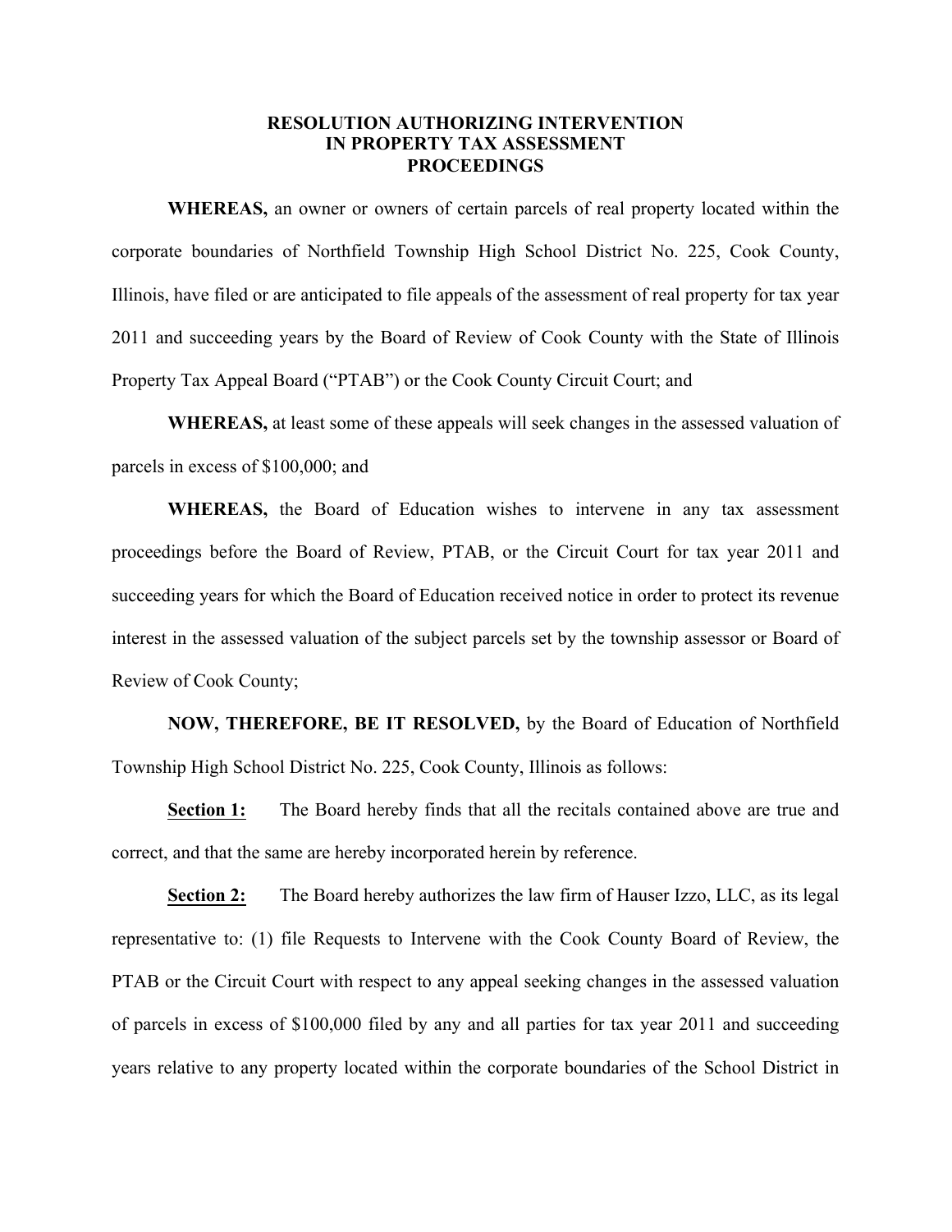# RESOLUTION AUTHORIZING INTERVENTION IN PROPERTY TAX ASSESSMENT PROCEEDINGS

**WHEREAS,** an owner or owners of certain parcels of real property located within the corporate boundaries of Northfield Township High School District No. 225, Cook County, Illinois, have filed or are anticipated to file appeals of the assessment of real property for tax year 2011 and succeeding years by the Board of Review of Cook County with the State of Illinois Property Tax Appeal Board ("PTAB") or the Cook County Circuit Court; and

**WHEREAS,** at least some of these appeals will seek changes in the assessed valuation of parcels in excess of $100,000; and

**WHEREAS,** the Board of Education wishes to intervene in any tax assessment proceedings before the Board of Review, PTAB, or the Circuit Court for tax year 2011 and succeeding years for which the Board of Education received notice in order to protect its revenue interest in the assessed valuation of the subject parcels set by the township assessor or Board of Review of Cook County;

**NOW, THEREFORE, BE IT RESOLVED,** by the Board of Education of Northfield Township High School District No. 225, Cook County, Illinois as follows:

**Section 1:** The Board hereby finds that all the recitals contained above are true and correct, and that the same are hereby incorporated herein by reference.

**Section 2:** The Board hereby authorizes the law firm of Hauser Izzo, LLC, as its legal representative to: (1) file Requests to Intervene with the Cook County Board of Review, the PTAB or the Circuit Court with respect to any appeal seeking changes in the assessed valuation of parcels in excess of $100,000 filed by any and all parties for tax year 2011 and succeeding years relative to any property located within the corporate boundaries of the School District in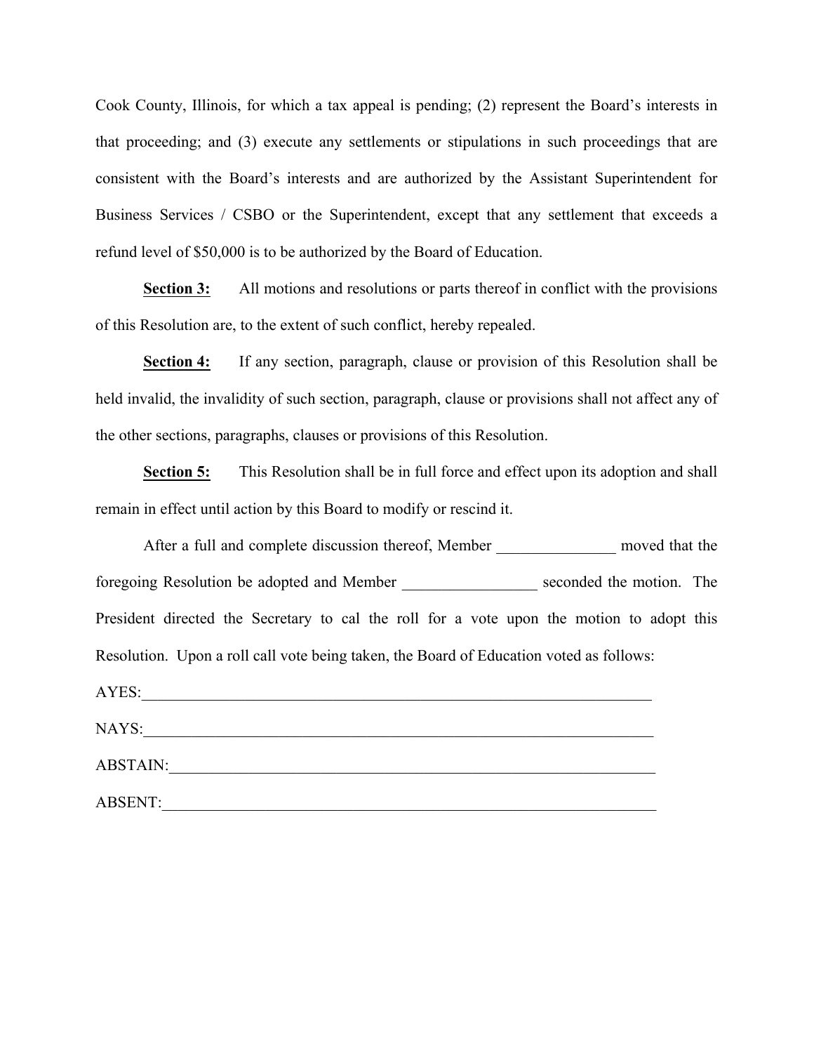Cook County, Illinois, for which a tax appeal is pending; (2) represent the Board's interests in that proceeding; and (3) execute any settlements or stipulations in such proceedings that are consistent with the Board's interests and are authorized by the Assistant Superintendent for Business Services / CSBO or the Superintendent, except that any settlement that exceeds a refund level of $50,000 is to be authorized by the Board of Education.

**Section 3:** All motions and resolutions or parts thereof in conflict with the provisions of this Resolution are, to the extent of such conflict, hereby repealed.

**Section 4:** If any section, paragraph, clause or provision of this Resolution shall be held invalid, the invalidity of such section, paragraph, clause or provisions shall not affect any of the other sections, paragraphs, clauses or provisions of this Resolution.

**Section 5:** This Resolution shall be in full force and effect upon its adoption and shall remain in effect until action by this Board to modify or rescind it.

After a full and complete discussion thereof, Member _______________ moved that the foregoing Resolution be adopted and Member _________________ seconded the motion. The President directed the Secretary to cal the roll for a vote upon the motion to adopt this Resolution. Upon a roll call vote being taken, the Board of Education voted as follows:

AYES:____________________________________________________________________

NAYS:____________________________________________________________________

ABSTAIN:_________________________________________________________________

ABSENT:__________________________________________________________________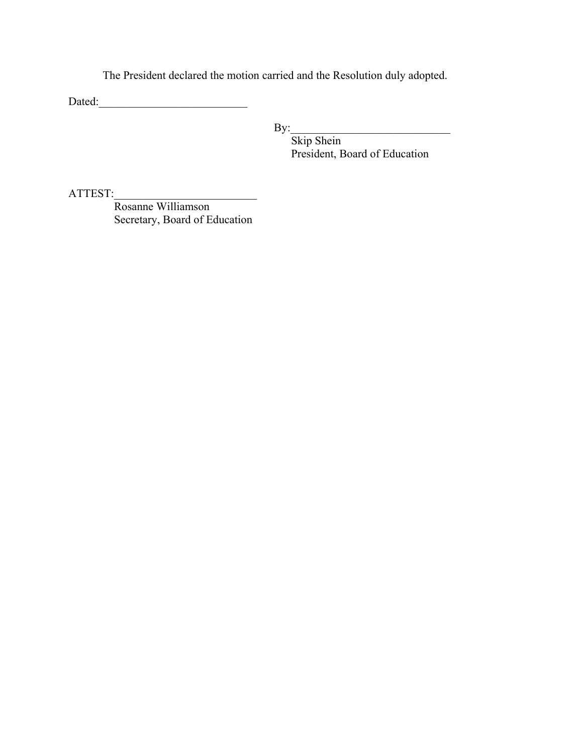The President declared the motion carried and the Resolution duly adopted.

Dated:__________________________

By:____________________________
Skip Shein
President, Board of Education

ATTEST:_________________________
Rosanne Williamson
Secretary, Board of Education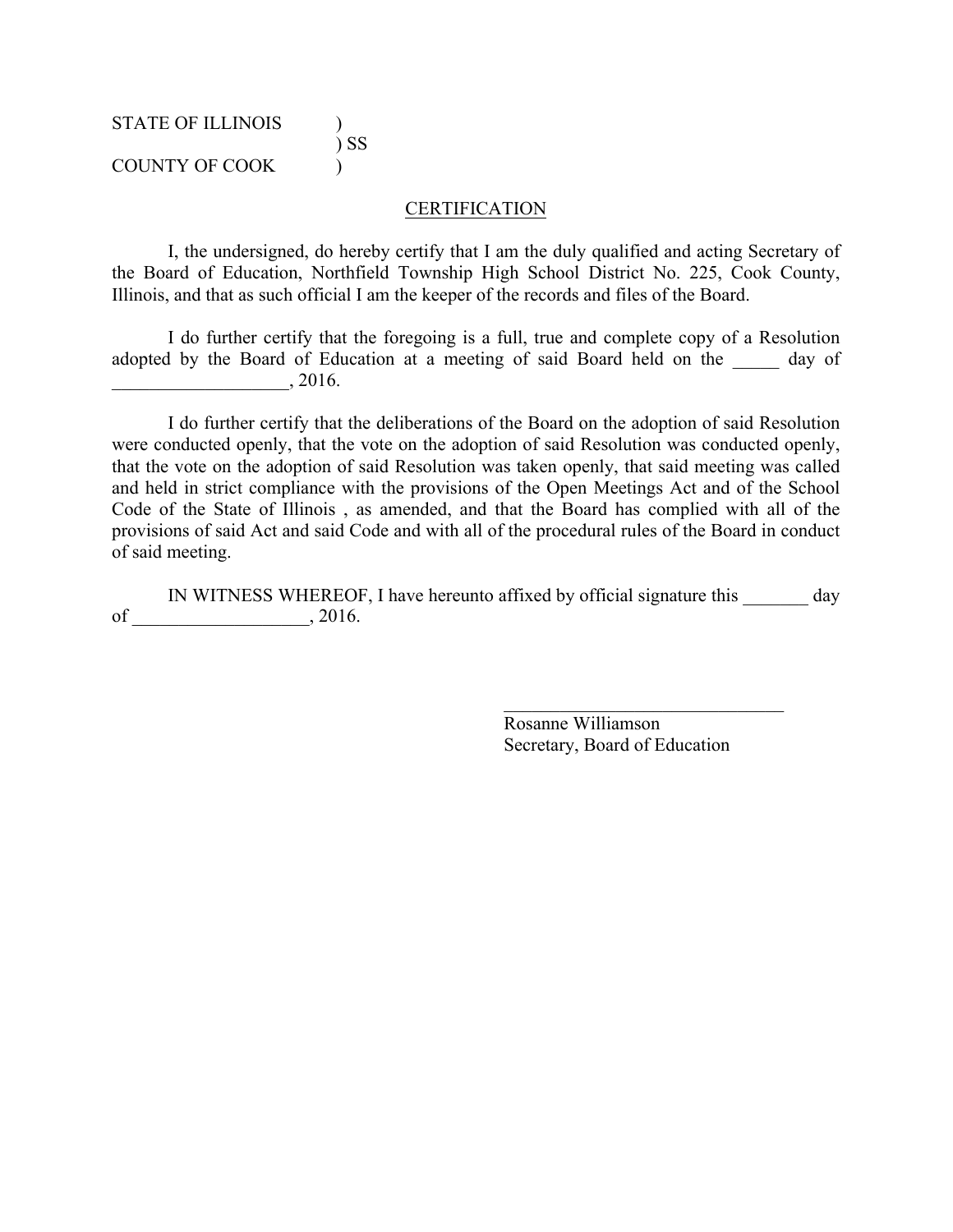STATE OF ILLINOIS )
) SS
COUNTY OF COOK )

## CERTIFICATION

I, the undersigned, do hereby certify that I am the duly qualified and acting Secretary of the Board of Education, Northfield Township High School District No. 225, Cook County, Illinois, and that as such official I am the keeper of the records and files of the Board.

I do further certify that the foregoing is a full, true and complete copy of a Resolution adopted by the Board of Education at a meeting of said Board held on the _____ day of ___________________, 2016.

I do further certify that the deliberations of the Board on the adoption of said Resolution were conducted openly, that the vote on the adoption of said Resolution was conducted openly, that the vote on the adoption of said Resolution was taken openly, that said meeting was called and held in strict compliance with the provisions of the Open Meetings Act and of the School Code of the State of Illinois , as amended, and that the Board has complied with all of the provisions of said Act and said Code and with all of the procedural rules of the Board in conduct of said meeting.

IN WITNESS WHEREOF, I have hereunto affixed by official signature this _______ day of ___________________, 2016.

______________________________
Rosanne Williamson
Secretary, Board of Education